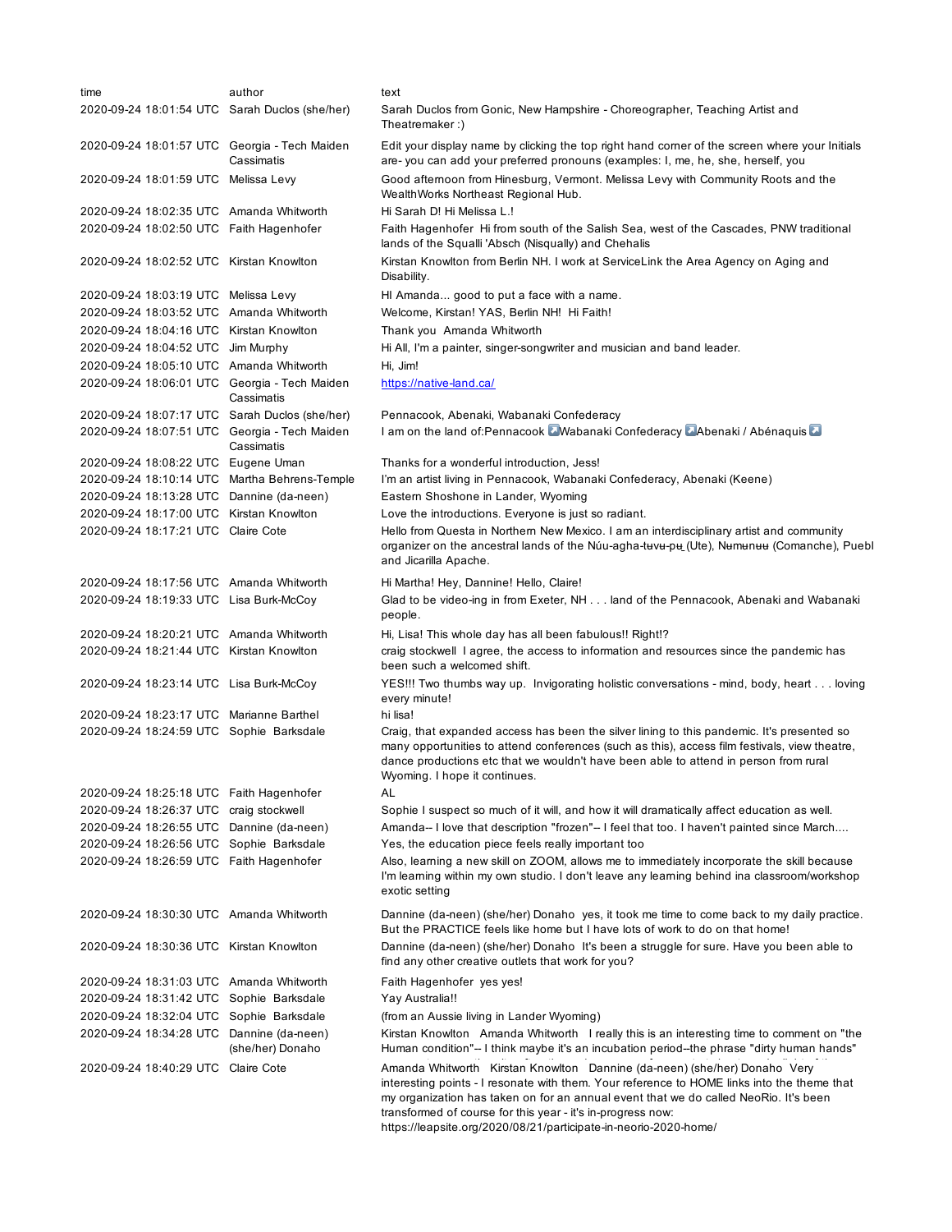| time | author | text |
|---|---|---|
| 2020-09-24 18:01:54 UTC | Sarah Duclos (she/her) | Sarah Duclos from Gonic, New Hampshire - Choreographer, Teaching Artist and Theatremaker :) |
| 2020-09-24 18:01:57 UTC | Georgia - Tech Maiden Cassimatis | Edit your display name by clicking the top right hand corner of the screen where your Initials are- you can add your preferred pronouns (examples: I, me, he, she, herself, you |
| 2020-09-24 18:01:59 UTC | Melissa Levy | Good afternoon from Hinesburg, Vermont. Melissa Levy with Community Roots and the WealthWorks Northeast Regional Hub. |
| 2020-09-24 18:02:35 UTC | Amanda Whitworth | Hi Sarah D! Hi Melissa L.! |
| 2020-09-24 18:02:50 UTC | Faith Hagenhofer | Faith Hagenhofer Hi from south of the Salish Sea, west of the Cascades, PNW traditional lands of the Squalli 'Absch (Nisqually) and Chehalis |
| 2020-09-24 18:02:52 UTC | Kirstan Knowlton | Kirstan Knowlton from Berlin NH. I work at ServiceLink the Area Agency on Aging and Disability. |
| 2020-09-24 18:03:19 UTC | Melissa Levy | HI Amanda... good to put a face with a name. |
| 2020-09-24 18:03:52 UTC | Amanda Whitworth | Welcome, Kirstan! YAS, Berlin NH! Hi Faith! |
| 2020-09-24 18:04:16 UTC | Kirstan Knowlton | Thank you Amanda Whitworth |
| 2020-09-24 18:04:52 UTC | Jim Murphy | Hi All, I'm a painter, singer-songwriter and musician and band leader. |
| 2020-09-24 18:05:10 UTC | Amanda Whitworth | Hi, Jim! |
| 2020-09-24 18:06:01 UTC | Georgia - Tech Maiden Cassimatis | https://native-land.ca/ |
| 2020-09-24 18:07:17 UTC | Sarah Duclos (she/her) | Pennacook, Abenaki, Wabanaki Confederacy |
| 2020-09-24 18:07:51 UTC | Georgia - Tech Maiden Cassimatis | I am on the land of:Pennacook ↗Wabanaki Confederacy ↗Abenaki / Abénaquis ↗ |
| 2020-09-24 18:08:22 UTC | Eugene Uman | Thanks for a wonderful introduction, Jess! |
| 2020-09-24 18:10:14 UTC | Martha Behrens-Temple | I'm an artist living in Pennacook, Wabanaki Confederacy, Abenaki (Keene) |
| 2020-09-24 18:13:28 UTC | Dannine (da-neen) | Eastern Shoshone in Lander, Wyoming |
| 2020-09-24 18:17:00 UTC | Kirstan Knowlton | Love the introductions. Everyone is just so radiant. |
| 2020-09-24 18:17:21 UTC | Claire Cote | Hello from Questa in Northern New Mexico. I am an interdisciplinary artist and community organizer on the ancestral lands of the Núu-agha-tʉvʉ-pʉ̱ (Ute), Nʉmʉnʉʉ (Comanche), Puebl and Jicarilla Apache. |
| 2020-09-24 18:17:56 UTC | Amanda Whitworth | Hi Martha! Hey, Dannine! Hello, Claire! |
| 2020-09-24 18:19:33 UTC | Lisa Burk-McCoy | Glad to be video-ing in from Exeter, NH . . . land of the Pennacook, Abenaki and Wabanaki people. |
| 2020-09-24 18:20:21 UTC | Amanda Whitworth | Hi, Lisa! This whole day has all been fabulous!! Right!? |
| 2020-09-24 18:21:44 UTC | Kirstan Knowlton | craig stockwell I agree, the access to information and resources since the pandemic has been such a welcomed shift. |
| 2020-09-24 18:23:14 UTC | Lisa Burk-McCoy | YES!!! Two thumbs way up. Invigorating holistic conversations - mind, body, heart . . . loving every minute! |
| 2020-09-24 18:23:17 UTC | Marianne Barthel | hi lisa! |
| 2020-09-24 18:24:59 UTC | Sophie Barksdale | Craig, that expanded access has been the silver lining to this pandemic. It's presented so many opportunities to attend conferences (such as this), access film festivals, view theatre, dance productions etc that we wouldn't have been able to attend in person from rural Wyoming. I hope it continues. |
| 2020-09-24 18:25:18 UTC | Faith Hagenhofer | AL |
| 2020-09-24 18:26:37 UTC | craig stockwell | Sophie I suspect so much of it will, and how it will dramatically affect education as well. |
| 2020-09-24 18:26:55 UTC | Dannine (da-neen) | Amanda-- I love that description "frozen"-- I feel that too. I haven't painted since March.... |
| 2020-09-24 18:26:56 UTC | Sophie Barksdale | Yes, the education piece feels really important too |
| 2020-09-24 18:26:59 UTC | Faith Hagenhofer | Also, learning a new skill on ZOOM, allows me to immediately incorporate the skill because I'm learning within my own studio. I don't leave any learning behind ina classroom/workshop exotic setting |
| 2020-09-24 18:30:30 UTC | Amanda Whitworth | Dannine (da-neen) (she/her) Donaho yes, it took me time to come back to my daily practice. But the PRACTICE feels like home but I have lots of work to do on that home! |
| 2020-09-24 18:30:36 UTC | Kirstan Knowlton | Dannine (da-neen) (she/her) Donaho It's been a struggle for sure. Have you been able to find any other creative outlets that work for you? |
| 2020-09-24 18:31:03 UTC | Amanda Whitworth | Faith Hagenhofer yes yes! |
| 2020-09-24 18:31:42 UTC | Sophie Barksdale | Yay Australia!! |
| 2020-09-24 18:32:04 UTC | Sophie Barksdale | (from an Aussie living in Lander Wyoming) |
| 2020-09-24 18:34:28 UTC | Dannine (da-neen) (she/her) Donaho | Kirstan Knowlton Amanda Whitworth I really this is an interesting time to comment on "the Human condition"-- I think maybe it's an incubation period--the phrase "dirty human hands" |
| 2020-09-24 18:40:29 UTC | Claire Cote | Amanda Whitworth Kirstan Knowlton Dannine (da-neen) (she/her) Donaho Very interesting points - I resonate with them. Your reference to HOME links into the theme that my organization has taken on for an annual event that we do called NeoRio. It's been transformed of course for this year - it's in-progress now: https://leapsite.org/2020/08/21/participate-in-neorio-2020-home/ |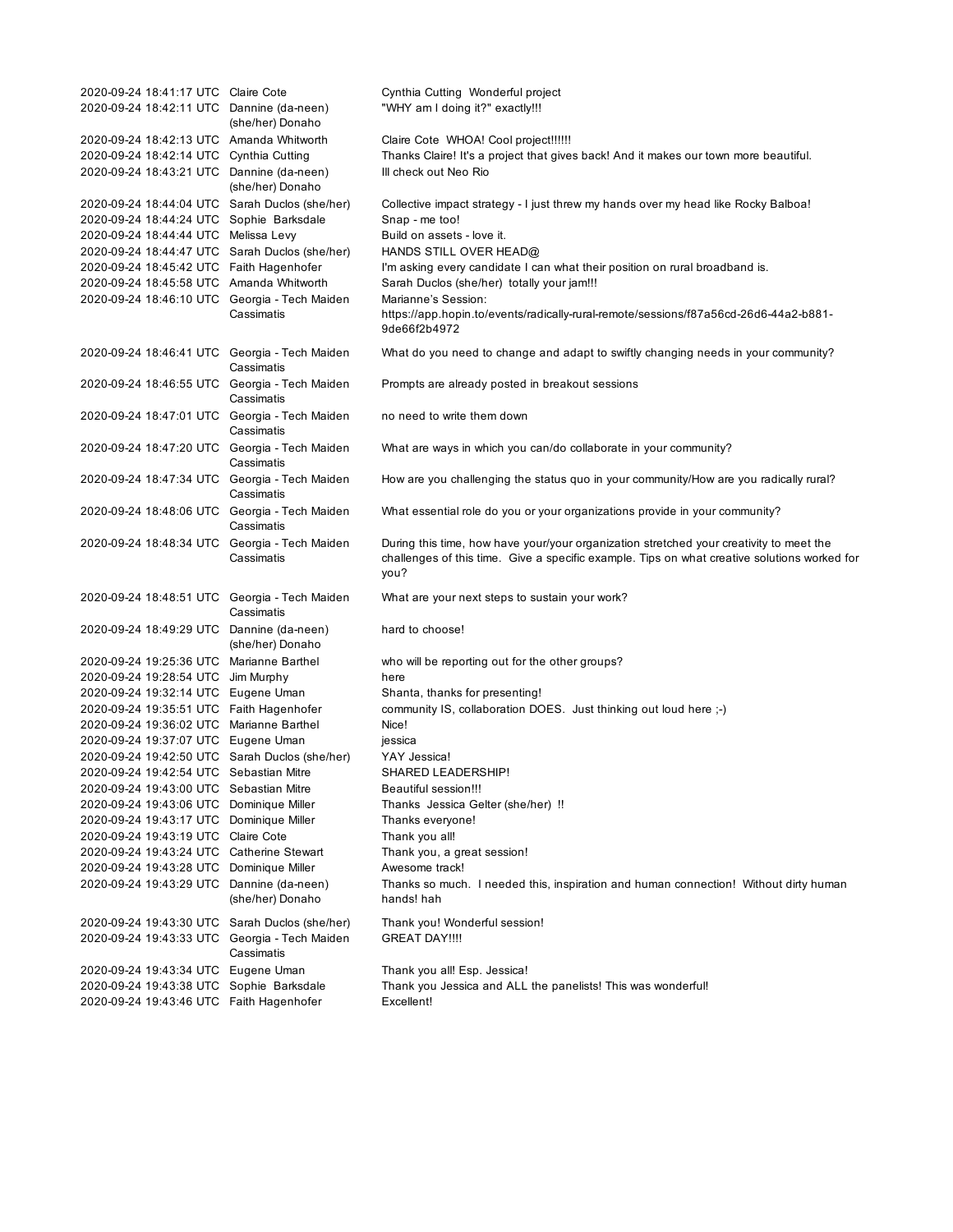| | | |
|---|---|---|
| 2020-09-24 18:41:17 UTC | Claire Cote | Cynthia Cutting Wonderful project |
| 2020-09-24 18:42:11 UTC | Dannine (da-neen) (she/her) Donaho | "WHY am I doing it?" exactly!!! |
| 2020-09-24 18:42:13 UTC | Amanda Whitworth | Claire Cote WHOA! Cool project!!!!!! |
| 2020-09-24 18:42:14 UTC | Cynthia Cutting | Thanks Claire! It's a project that gives back! And it makes our town more beautiful. |
| 2020-09-24 18:43:21 UTC | Dannine (da-neen) (she/her) Donaho | Ill check out Neo Rio |
| 2020-09-24 18:44:04 UTC | Sarah Duclos (she/her) | Collective impact strategy - I just threw my hands over my head like Rocky Balboa! |
| 2020-09-24 18:44:24 UTC | Sophie Barksdale | Snap - me too! |
| 2020-09-24 18:44:44 UTC | Melissa Levy | Build on assets - love it. |
| 2020-09-24 18:44:47 UTC | Sarah Duclos (she/her) | HANDS STILL OVER HEAD@ |
| 2020-09-24 18:45:42 UTC | Faith Hagenhofer | I'm asking every candidate I can what their position on rural broadband is. |
| 2020-09-24 18:45:58 UTC | Amanda Whitworth | Sarah Duclos (she/her) totally your jam!!! |
| 2020-09-24 18:46:10 UTC | Georgia - Tech Maiden Cassimatis | Marianne's Session: https://app.hopin.to/events/radically-rural-remote/sessions/f87a56cd-26d6-44a2-b881-9de66f2b4972 |
| 2020-09-24 18:46:41 UTC | Georgia - Tech Maiden Cassimatis | What do you need to change and adapt to swiftly changing needs in your community? |
| 2020-09-24 18:46:55 UTC | Georgia - Tech Maiden Cassimatis | Prompts are already posted in breakout sessions |
| 2020-09-24 18:47:01 UTC | Georgia - Tech Maiden Cassimatis | no need to write them down |
| 2020-09-24 18:47:20 UTC | Georgia - Tech Maiden Cassimatis | What are ways in which you can/do collaborate in your community? |
| 2020-09-24 18:47:34 UTC | Georgia - Tech Maiden Cassimatis | How are you challenging the status quo in your community/How are you radically rural? |
| 2020-09-24 18:48:06 UTC | Georgia - Tech Maiden Cassimatis | What essential role do you or your organizations provide in your community? |
| 2020-09-24 18:48:34 UTC | Georgia - Tech Maiden Cassimatis | During this time, how have your/your organization stretched your creativity to meet the challenges of this time. Give a specific example. Tips on what creative solutions worked for you? |
| 2020-09-24 18:48:51 UTC | Georgia - Tech Maiden Cassimatis | What are your next steps to sustain your work? |
| 2020-09-24 18:49:29 UTC | Dannine (da-neen) (she/her) Donaho | hard to choose! |
| 2020-09-24 19:25:36 UTC | Marianne Barthel | who will be reporting out for the other groups? |
| 2020-09-24 19:28:54 UTC | Jim Murphy | here |
| 2020-09-24 19:32:14 UTC | Eugene Uman | Shanta, thanks for presenting! |
| 2020-09-24 19:35:51 UTC | Faith Hagenhofer | community IS, collaboration DOES. Just thinking out loud here ;-) |
| 2020-09-24 19:36:02 UTC | Marianne Barthel | Nice! |
| 2020-09-24 19:37:07 UTC | Eugene Uman | jessica |
| 2020-09-24 19:42:50 UTC | Sarah Duclos (she/her) | YAY Jessica! |
| 2020-09-24 19:42:54 UTC | Sebastian Mitre | SHARED LEADERSHIP! |
| 2020-09-24 19:43:00 UTC | Sebastian Mitre | Beautiful session!!! |
| 2020-09-24 19:43:06 UTC | Dominique Miller | Thanks Jessica Gelter (she/her) !! |
| 2020-09-24 19:43:17 UTC | Dominique Miller | Thanks everyone! |
| 2020-09-24 19:43:19 UTC | Claire Cote | Thank you all! |
| 2020-09-24 19:43:24 UTC | Catherine Stewart | Thank you, a great session! |
| 2020-09-24 19:43:28 UTC | Dominique Miller | Awesome track! |
| 2020-09-24 19:43:29 UTC | Dannine (da-neen) (she/her) Donaho | Thanks so much. I needed this, inspiration and human connection! Without dirty human hands! hah |
| 2020-09-24 19:43:30 UTC | Sarah Duclos (she/her) | Thank you! Wonderful session! |
| 2020-09-24 19:43:33 UTC | Georgia - Tech Maiden Cassimatis | GREAT DAY!!!! |
| 2020-09-24 19:43:34 UTC | Eugene Uman | Thank you all! Esp. Jessica! |
| 2020-09-24 19:43:38 UTC | Sophie Barksdale | Thank you Jessica and ALL the panelists! This was wonderful! |
| 2020-09-24 19:43:46 UTC | Faith Hagenhofer | Excellent! |